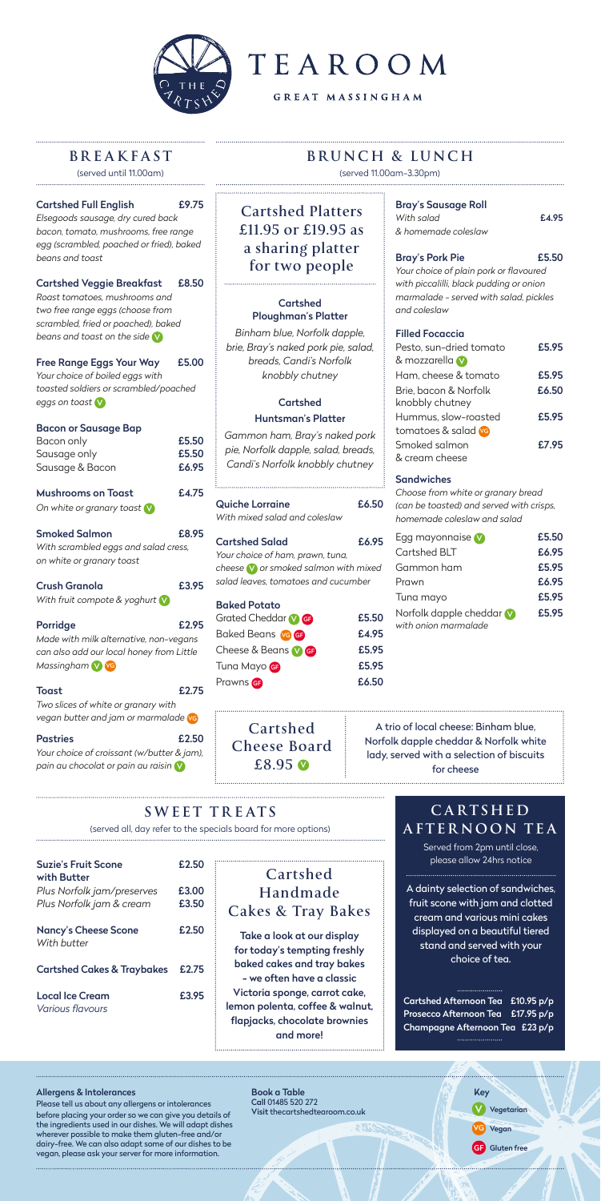# TEAROOM

THE CARTSHED

GREAT MASSINGHAM

## BREAKFAST

(served until 11.00am)

**Cartshed Full English** £9.75
*Elsegoods sausage, dry cured back bacon, tomato, mushrooms, free range egg (scrambled, poached or fried), baked beans and toast*

**Cartshed Veggie Breakfast** £8.50
*Roast tomatoes, mushrooms and two free range eggs (choose from scrambled, fried or poached), baked beans and toast on the side* V

**Free Range Eggs Your Way** £5.00
*Your choice of boiled eggs with toasted soldiers or scrambled/poached eggs on toast* V

**Bacon or Sausage Bap**

| | |
|---|---|
| Bacon only | £5.50 |
| Sausage only | £5.50 |
| Sausage & Bacon | £6.95 |

**Mushrooms on Toast** £4.75
*On white or granary toast* V

**Smoked Salmon** £8.95
*With scrambled eggs and salad cress, on white or granary toast*

**Crush Granola** £3.95
*With fruit compote & yoghurt* V

**Porridge** £2.95
*Made with milk alternative, non-vegans can also add our local honey from Little Massingham* V VG

**Toast** £2.75
*Two slices of white or granary with vegan butter and jam or marmalade* VG

**Pastries** £2.50
*Your choice of croissant (w/butter & jam), pain au chocolat or pain au raisin* V

## BRUNCH & LUNCH

(served 11.00am–3.30pm)

### Cartshed Platters £11.95 or £19.95 as a sharing platter for two people

**Cartshed Ploughman's Platter**
*Binham blue, Norfolk dapple, brie, Bray's naked pork pie, salad, breads, Candi's Norfolk knobbly chutney*

**Cartshed Huntsman's Platter**
*Gammon ham, Bray's naked pork pie, Norfolk dapple, salad, breads, Candi's Norfolk knobbly chutney*

**Quiche Lorraine** £6.50
*With mixed salad and coleslaw*

**Cartshed Salad** £6.95
*Your choice of ham, prawn, tuna, cheese* V *or smoked salmon with mixed salad leaves, tomatoes and cucumber*

**Baked Potato**

| | |
|---|---|
| Grated Cheddar V GF | £5.50 |
| Baked Beans VG GF | £4.95 |
| Cheese & Beans V GF | £5.95 |
| Tuna Mayo GF | £5.95 |
| Prawns GF | £6.50 |

**Bray's Sausage Roll** £4.95
*With salad & homemade coleslaw*

**Bray's Pork Pie** £5.50
*Your choice of plain pork or flavoured with piccalilli, black pudding or onion marmalade - served with salad, pickles and coleslaw*

**Filled Focaccia**

| | |
|---|---|
| Pesto, sun-dried tomato & mozzarella V | £5.95 |
| Ham, cheese & tomato | £5.95 |
| Brie, bacon & Norfolk knobbly chutney | £6.50 |
| Hummus, slow-roasted tomatoes & salad VG | £5.95 |
| Smoked salmon & cream cheese | £7.95 |

**Sandwiches**
*Choose from white or granary bread (can be toasted) and served with crisps, homemade coleslaw and salad*

| | |
|---|---|
| Egg mayonnaise V | £5.50 |
| Cartshed BLT | £6.95 |
| Gammon ham | £5.95 |
| Prawn | £6.95 |
| Tuna mayo | £5.95 |
| Norfolk dapple cheddar V *with onion marmalade* | £5.95 |

### Cartshed Cheese Board £8.95 V

A trio of local cheese: Binham blue, Norfolk dapple cheddar & Norfolk white lady, served with a selection of biscuits for cheese

## SWEET TREATS

(served all, day refer to the specials board for more options)

| | |
|---|---|
| **Suzie's Fruit Scone with Butter** | £2.50 |
| *Plus Norfolk jam/preserves* | £3.00 |
| *Plus Norfolk jam & cream* | £3.50 |
| **Nancy's Cheese Scone** *With butter* | £2.50 |
| **Cartshed Cakes & Traybakes** | £2.75 |
| **Local Ice Cream** *Various flavours* | £3.95 |

### Cartshed Handmade Cakes & Tray Bakes

**Take a look at our display for today's tempting freshly baked cakes and tray bakes - we often have a classic Victoria sponge, carrot cake, lemon polenta, coffee & walnut, flapjacks, chocolate brownies and more!**

## CARTSHED AFTERNOON TEA

Served from 2pm until close, please allow 24hrs notice

A dainty selection of sandwiches, fruit scone with jam and clotted cream and various mini cakes displayed on a beautiful tiered stand and served with your choice of tea.

| | |
|---|---|
| **Cartshed Afternoon Tea** | **£10.95 p/p** |
| **Prosecco Afternoon Tea** | **£17.95 p/p** |
| **Champagne Afternoon Tea** | **£23 p/p** |

**Allergens & Intolerances**
Please tell us about any allergens or intolerances before placing your order so we can give you details of the ingredients used in our dishes. We will adapt dishes wherever possible to make them gluten-free and/or dairy-free. We can also adapt some of our dishes to be vegan, please ask your server for more information.

**Book a Table**
**Call** 01485 520 272
**Visit** thecartshedtearoom.co.uk

**Key**
V Vegetarian
VG Vegan
GF Gluten free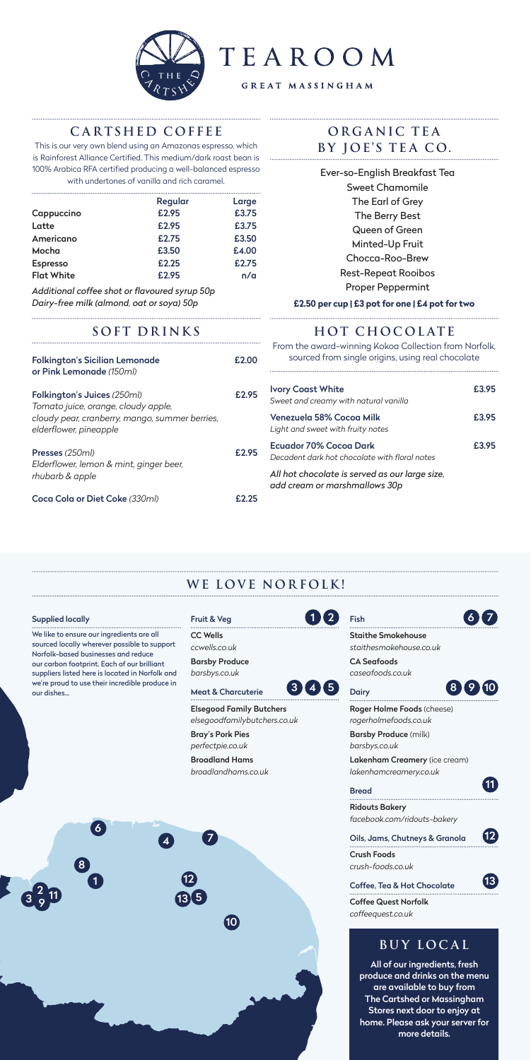# TEAROOM

GREAT MASSINGHAM

## CARTSHED COFFEE

This is our very own blend using an Amazonas espresso, which is Rainforest Alliance Certified. This medium/dark roast bean is 100% Arabica RFA certified producing a well-balanced espresso with undertones of vanilla and rich caramel.

| | Regular | Large |
|---|---|---|
| **Cappuccino** | £2.95 | £3.75 |
| **Latte** | £2.95 | £3.75 |
| **Americano** | £2.75 | £3.50 |
| **Mocha** | £3.50 | £4.00 |
| **Espresso** | £2.25 | £2.75 |
| **Flat White** | £2.95 | n/a |

*Additional coffee shot or flavoured syrup 50p*
*Dairy-free milk (almond, oat or soya) 50p*

## SOFT DRINKS

| | |
|---|---|
| **Folkington's Sicilian Lemonade or Pink Lemonade** *(150ml)* | £2.00 |
| **Folkington's Juices** *(250ml)* *Tomato juice, orange, cloudy apple, cloudy pear, cranberry, mango, summer berries, elderflower, pineapple* | £2.95 |
| **Presses** *(250ml)* *Elderflower, lemon & mint, ginger beer, rhubarb & apple* | £2.95 |
| **Coca Cola or Diet Coke** *(330ml)* | £2.25 |

## ORGANIC TEA BY JOE'S TEA CO.

Ever-so-English Breakfast Tea
Sweet Chamomile
The Earl of Grey
The Berry Best
Queen of Green
Minted-Up Fruit
Chocca-Roo-Brew
Rest-Repeat Rooibos
Proper Peppermint

**£2.50 per cup | £3 pot for one | £4 pot for two**

## HOT CHOCOLATE

From the award-winning Kokoa Collection from Norfolk, sourced from single origins, using real chocolate

| | |
|---|---|
| **Ivory Coast White** *Sweet and creamy with natural vanilla* | £3.95 |
| **Venezuela 58% Cocoa Milk** *Light and sweet with fruity notes* | £3.95 |
| **Ecuador 70% Cocoa Dark** *Decadent dark hot chocolate with floral notes* | £3.95 |

*All hot chocolate is served as our large size, add cream or marshmallows 30p*

## WE LOVE NORFOLK!

### Supplied locally

We like to ensure our ingredients are all sourced locally wherever possible to support Norfolk-based businesses and reduce our carbon footprint. Each of our brilliant suppliers listed here is located in Norfolk and we're proud to use their incredible produce in our dishes...

### Fruit & Veg (1, 2)

**CC Wells**
*ccwells.co.uk*

**Barsby Produce**
*barsbys.co.uk*

### Meat & Charcuterie (3, 4, 5)

**Elsegood Family Butchers**
*elsegoodfamilybutchers.co.uk*

**Bray's Pork Pies**
*perfectpie.co.uk*

**Broadland Hams**
*broadlandhams.co.uk*

### Fish (6, 7)

**Staithe Smokehouse**
*staithesmokehouse.co.uk*

**CA Seafoods**
*caseafoods.co.uk*

### Dairy (8, 9, 10)

**Roger Holme Foods** (cheese)
*rogerholmefoods.co.uk*

**Barsby Produce** (milk)
*barsbys.co.uk*

**Lakenham Creamery** (ice cream)
*lakenhamcreamery.co.uk*

### Bread (11)

**Ridouts Bakery**
*facebook.com/ridouts-bakery*

### Oils, Jams, Chutneys & Granola (12)

**Crush Foods**
*crush-foods.co.uk*

### Coffee, Tea & Hot Chocolate (13)

**Coffee Quest Norfolk**
*coffeequest.co.uk*

6 4 7 8 1 12 3 2 9 11 13 5 10

## BUY LOCAL

**All of our ingredients, fresh produce and drinks on the menu are available to buy from The Cartshed or Massingham Stores next door to enjoy at home. Please ask your server for more details.**